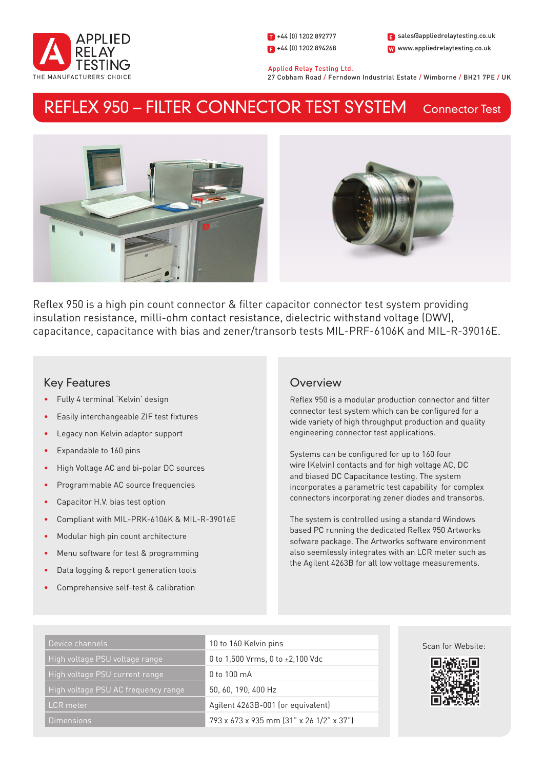APPLIED RELAY TESTING
THE MANUFACTURERS' CHOICE

T +44 (0) 1202 892777
F +44 (0) 1202 894268
E sales@appliedrelaytesting.co.uk
W www.appliedrelaytesting.co.uk

Applied Relay Testing Ltd.
27 Cobham Road / Ferndown Industrial Estate / Wimborne / BH21 7PE / UK

# REFLEX 950 – FILTER CONNECTOR TEST SYSTEM

Connector Test

Reflex 950 is a high pin count connector & filter capacitor connector test system providing insulation resistance, milli-ohm contact resistance, dielectric withstand voltage (DWV), capacitance, capacitance with bias and zener/transorb tests MIL-PRF-6106K and MIL-R-39016E.

## Key Features

- Fully 4 terminal 'Kelvin' design
- Easily interchangeable ZIF test fixtures
- Legacy non Kelvin adaptor support
- Expandable to 160 pins
- High Voltage AC and bi-polar DC sources
- Programmable AC source frequencies
- Capacitor H.V. bias test option
- Compliant with MIL-PRK-6106K & MIL-R-39016E
- Modular high pin count architecture
- Menu software for test & programming
- Data logging & report generation tools
- Comprehensive self-test & calibration

## Overview

Reflex 950 is a modular production connector and filter connector test system which can be configured for a wide variety of high throughput production and quality engineering connector test applications.

Systems can be configured for up to 160 four wire (Kelvin) contacts and for high voltage AC, DC and biased DC Capacitance testing. The system incorporates a parametric test capability for complex connectors incorporating zener diodes and transorbs.

The system is controlled using a standard Windows based PC running the dedicated Reflex 950 Artworks sofware package. The Artworks software environment also seemlessly integrates with an LCR meter such as the Agilent 4263B for all low voltage measurements.

| | |
|---|---|
| Device channels | 10 to 160 Kelvin pins |
| High voltage PSU voltage range | 0 to 1,500 Vrms, 0 to ±2,100 Vdc |
| High voltage PSU current range | 0 to 100 mA |
| High voltage PSU AC frequency range | 50, 60, 190, 400 Hz |
| LCR meter | Agilent 4263B-001 (or equivalent) |
| Dimensions | 793 x 673 x 935 mm (31" x 26 1/2" x 37") |

Scan for Website: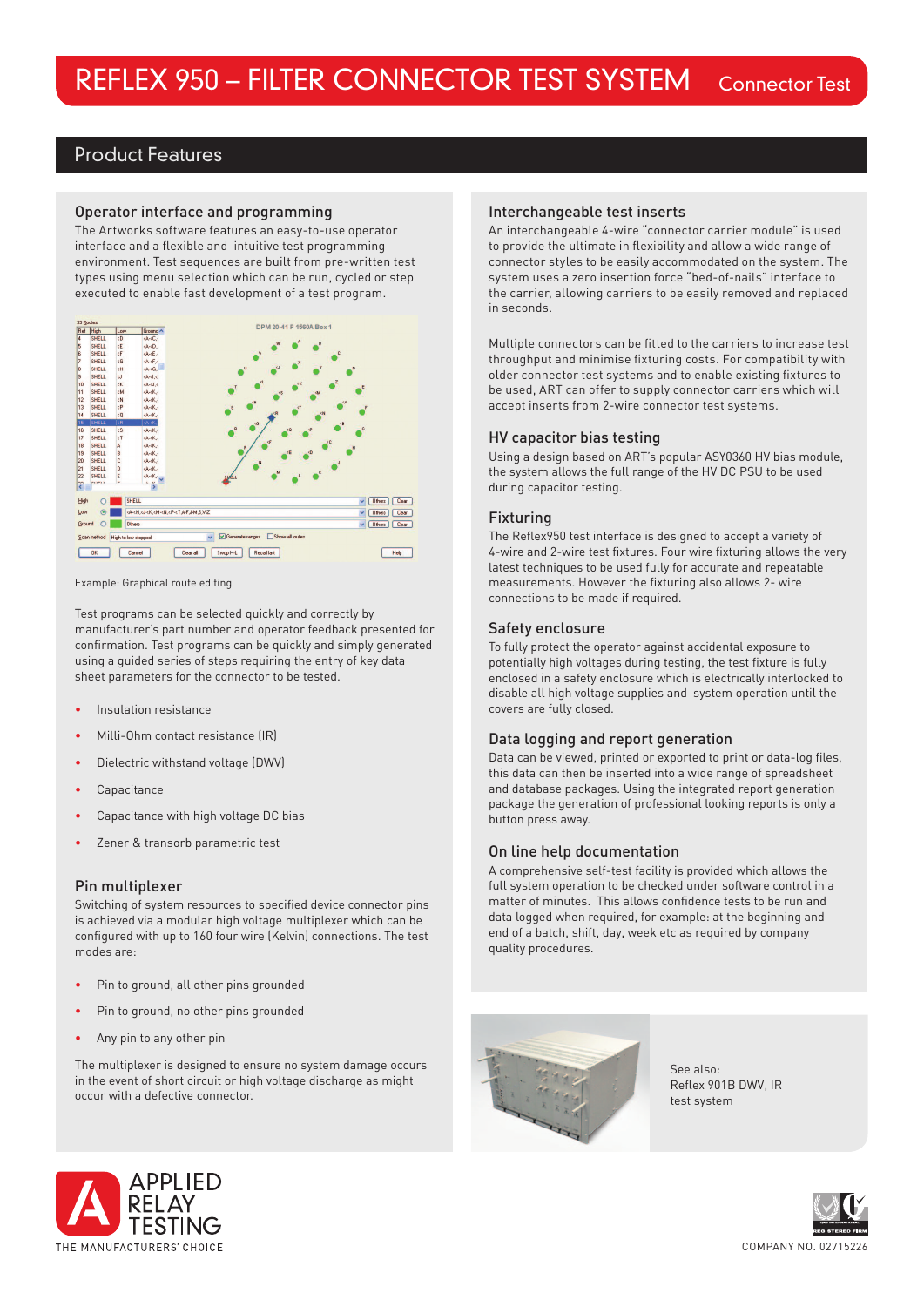# REFLEX 950 – FILTER CONNECTOR TEST SYSTEM Connector Test

## Product Features

### Operator interface and programming

The Artworks software features an easy-to-use operator interface and a flexible and intuitive test programming environment. Test sequences are built from pre-written test types using menu selection which can be run, cycled or step executed to enable fast development of a test program.

Example: Graphical route editing

Test programs can be selected quickly and correctly by manufacturer's part number and operator feedback presented for confirmation. Test programs can be quickly and simply generated using a guided series of steps requiring the entry of key data sheet parameters for the connector to be tested.

- Insulation resistance
- Milli-Ohm contact resistance (IR)
- Dielectric withstand voltage (DWV)
- Capacitance
- Capacitance with high voltage DC bias
- Zener & transorb parametric test

### Pin multiplexer

Switching of system resources to specified device connector pins is achieved via a modular high voltage multiplexer which can be configured with up to 160 four wire (Kelvin) connections. The test modes are:

- Pin to ground, all other pins grounded
- Pin to ground, no other pins grounded
- Any pin to any other pin

The multiplexer is designed to ensure no system damage occurs in the event of short circuit or high voltage discharge as might occur with a defective connector.

### Interchangeable test inserts

An interchangeable 4-wire "connector carrier module" is used to provide the ultimate in flexibility and allow a wide range of connector styles to be easily accommodated on the system. The system uses a zero insertion force "bed-of-nails" interface to the carrier, allowing carriers to be easily removed and replaced in seconds.

Multiple connectors can be fitted to the carriers to increase test throughput and minimise fixturing costs. For compatibility with older connector test systems and to enable existing fixtures to be used, ART can offer to supply connector carriers which will accept inserts from 2-wire connector test systems.

### HV capacitor bias testing

Using a design based on ART's popular ASY0360 HV bias module, the system allows the full range of the HV DC PSU to be used during capacitor testing.

### Fixturing

The Reflex950 test interface is designed to accept a variety of 4-wire and 2-wire test fixtures. Four wire fixturing allows the very latest techniques to be used fully for accurate and repeatable measurements. However the fixturing also allows 2- wire connections to be made if required.

### Safety enclosure

To fully protect the operator against accidental exposure to potentially high voltages during testing, the test fixture is fully enclosed in a safety enclosure which is electrically interlocked to disable all high voltage supplies and system operation until the covers are fully closed.

### Data logging and report generation

Data can be viewed, printed or exported to print or data-log files, this data can then be inserted into a wide range of spreadsheet and database packages. Using the integrated report generation package the generation of professional looking reports is only a button press away.

### On line help documentation

A comprehensive self-test facility is provided which allows the full system operation to be checked under software control in a matter of minutes. This allows confidence tests to be run and data logged when required, for example: at the beginning and end of a batch, shift, day, week etc as required by company quality procedures.

See also:
Reflex 901B DWV, IR test system

APPLIED RELAY TESTING
THE MANUFACTURERS' CHOICE

COMPANY NO. 02715226